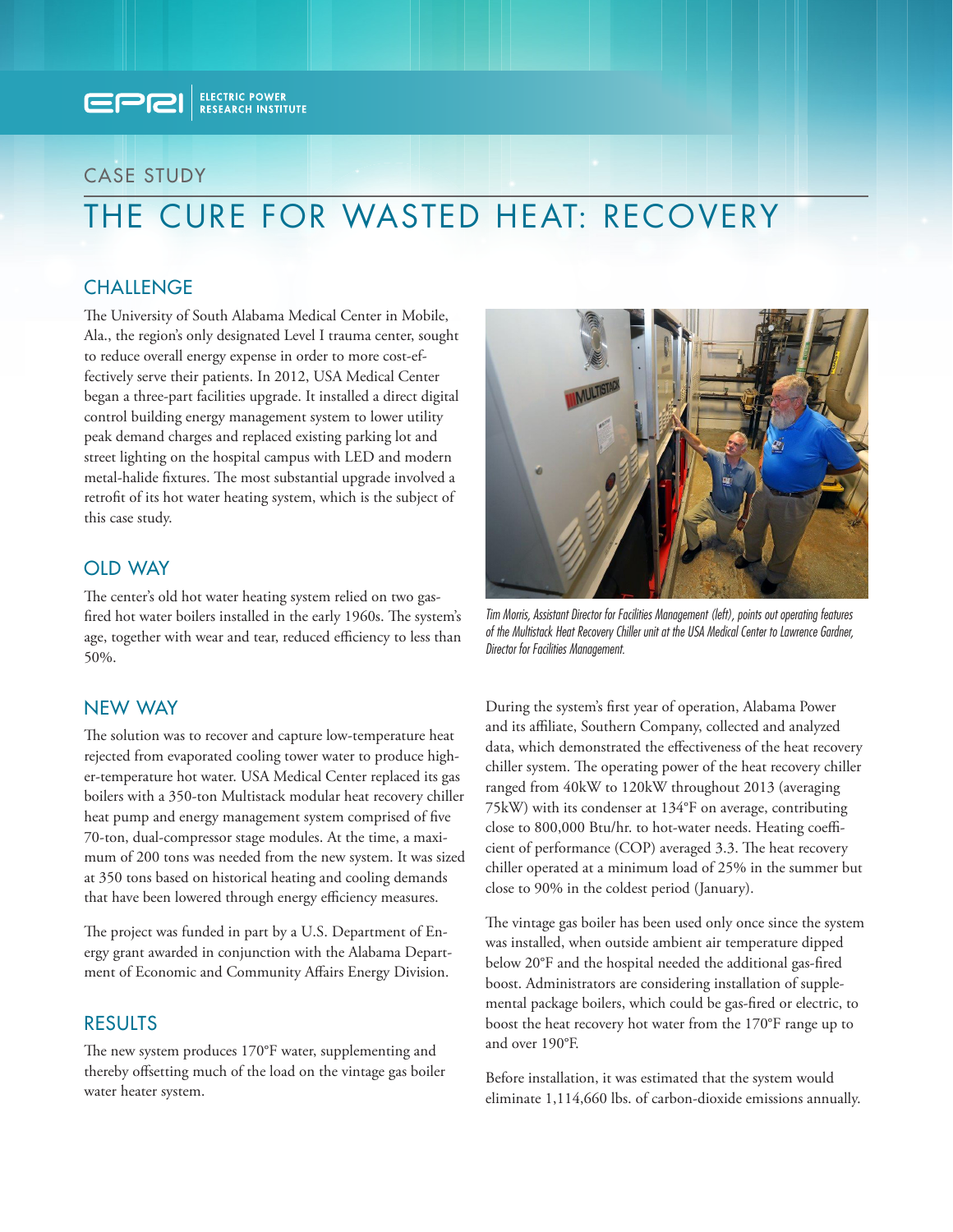CASE STUDY

# THE CURE FOR WASTED HEAT: RECOVERY

## CHALLENGE

The University of South Alabama Medical Center in Mobile, Ala., the region's only designated Level I trauma center, sought to reduce overall energy expense in order to more cost-effectively serve their patients. In 2012, USA Medical Center began a three-part facilities upgrade. It installed a direct digital control building energy management system to lower utility peak demand charges and replaced existing parking lot and street lighting on the hospital campus with LED and modern metal-halide fixtures. The most substantial upgrade involved a retrofit of its hot water heating system, which is the subject of this case study.

## OLD WAY

The center's old hot water heating system relied on two gas-fired hot water boilers installed in the early 1960s. The system's age, together with wear and tear, reduced efficiency to less than 50%.

## NEW WAY

The solution was to recover and capture low-temperature heat rejected from evaporated cooling tower water to produce higher-temperature hot water. USA Medical Center replaced its gas boilers with a 350-ton Multistack modular heat recovery chiller heat pump and energy management system comprised of five 70-ton, dual-compressor stage modules. At the time, a maximum of 200 tons was needed from the new system. It was sized at 350 tons based on historical heating and cooling demands that have been lowered through energy efficiency measures.

The project was funded in part by a U.S. Department of Energy grant awarded in conjunction with the Alabama Department of Economic and Community Affairs Energy Division.

## RESULTS

The new system produces 170°F water, supplementing and thereby offsetting much of the load on the vintage gas boiler water heater system.

*Tim Morris, Assistant Director for Facilities Management (left), points out operating features of the Multistack Heat Recovery Chiller unit at the USA Medical Center to Lawrence Gardner, Director for Facilities Management.*

During the system's first year of operation, Alabama Power and its affiliate, Southern Company, collected and analyzed data, which demonstrated the effectiveness of the heat recovery chiller system. The operating power of the heat recovery chiller ranged from 40kW to 120kW throughout 2013 (averaging 75kW) with its condenser at 134°F on average, contributing close to 800,000 Btu/hr. to hot-water needs. Heating coefficient of performance (COP) averaged 3.3. The heat recovery chiller operated at a minimum load of 25% in the summer but close to 90% in the coldest period (January).

The vintage gas boiler has been used only once since the system was installed, when outside ambient air temperature dipped below 20°F and the hospital needed the additional gas-fired boost. Administrators are considering installation of supplemental package boilers, which could be gas-fired or electric, to boost the heat recovery hot water from the 170°F range up to and over 190°F.

Before installation, it was estimated that the system would eliminate 1,114,660 lbs. of carbon-dioxide emissions annually.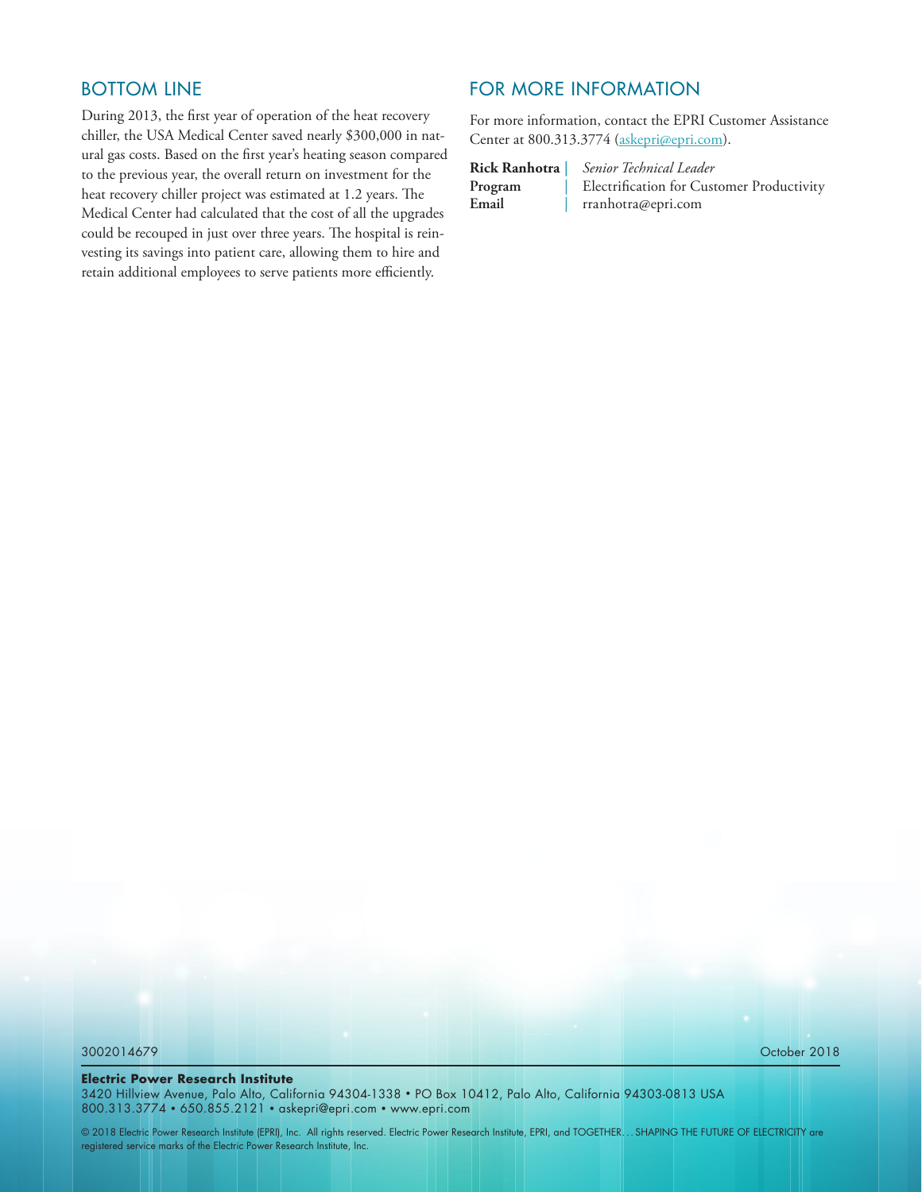## BOTTOM LINE

During 2013, the first year of operation of the heat recovery chiller, the USA Medical Center saved nearly $300,000 in natural gas costs. Based on the first year's heating season compared to the previous year, the overall return on investment for the heat recovery chiller project was estimated at 1.2 years. The Medical Center had calculated that the cost of all the upgrades could be recouped in just over three years. The hospital is reinvesting its savings into patient care, allowing them to hire and retain additional employees to serve patients more efficiently.

## FOR MORE INFORMATION

For more information, contact the EPRI Customer Assistance Center at 800.313.3774 (askepri@epri.com).

| | |
|---|---|
| **Rick Ranhotra** | *Senior Technical Leader* |
| **Program** | Electrification for Customer Productivity |
| **Email** | rranhotra@epri.com |

3002014679

October 2018

**Electric Power Research Institute**
3420 Hillview Avenue, Palo Alto, California 94304-1338 • PO Box 10412, Palo Alto, California 94303-0813 USA
800.313.3774 • 650.855.2121 • askepri@epri.com • www.epri.com

© 2018 Electric Power Research Institute (EPRI), Inc. All rights reserved. Electric Power Research Institute, EPRI, and TOGETHER…SHAPING THE FUTURE OF ELECTRICITY are registered service marks of the Electric Power Research Institute, Inc.